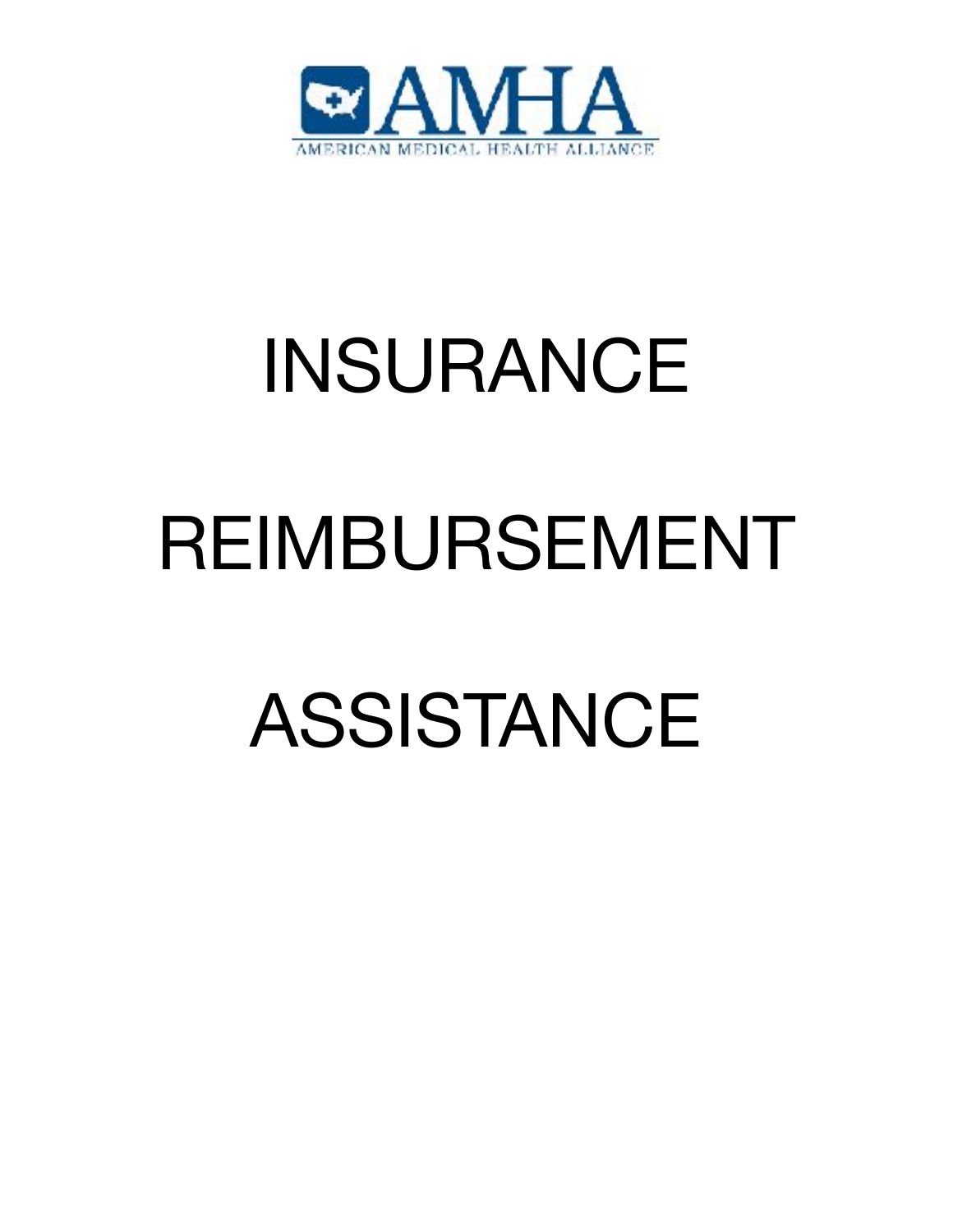AMHA

AMERICAN MEDICAL HEALTH ALLIANCE

# INSURANCE

# REIMBURSEMENT

# ASSISTANCE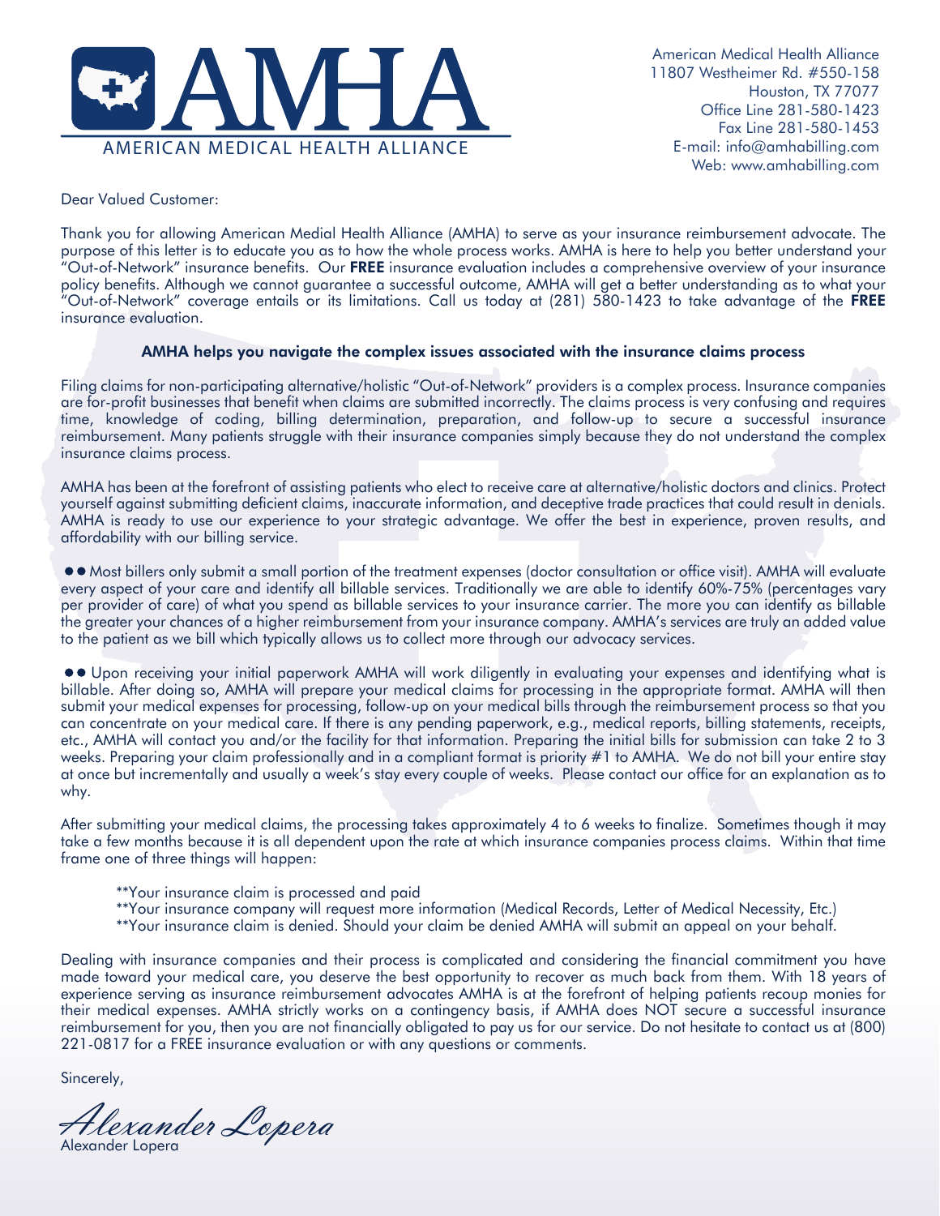# AMHA

AMERICAN MEDICAL HEALTH ALLIANCE

American Medical Health Alliance
11807 Westheimer Rd. #550-158
Houston, TX 77077
Office Line 281-580-1423
Fax Line 281-580-1453
E-mail: info@amhabilling.com
Web: www.amhabilling.com

Dear Valued Customer:

Thank you for allowing American Medial Health Alliance (AMHA) to serve as your insurance reimbursement advocate. The purpose of this letter is to educate you as to how the whole process works. AMHA is here to help you better understand your "Out-of-Network" insurance benefits. Our **FREE** insurance evaluation includes a comprehensive overview of your insurance policy benefits. Although we cannot guarantee a successful outcome, AMHA will get a better understanding as to what your "Out-of-Network" coverage entails or its limitations. Call us today at (281) 580-1423 to take advantage of the **FREE** insurance evaluation.

**AMHA helps you navigate the complex issues associated with the insurance claims process**

Filing claims for non-participating alternative/holistic "Out-of-Network" providers is a complex process. Insurance companies are for-profit businesses that benefit when claims are submitted incorrectly. The claims process is very confusing and requires time, knowledge of coding, billing determination, preparation, and follow-up to secure a successful insurance reimbursement. Many patients struggle with their insurance companies simply because they do not understand the complex insurance claims process.

AMHA has been at the forefront of assisting patients who elect to receive care at alternative/holistic doctors and clinics. Protect yourself against submitting deficient claims, inaccurate information, and deceptive trade practices that could result in denials. AMHA is ready to use our experience to your strategic advantage. We offer the best in experience, proven results, and affordability with our billing service.

●● Most billers only submit a small portion of the treatment expenses (doctor consultation or office visit). AMHA will evaluate every aspect of your care and identify all billable services. Traditionally we are able to identify 60%-75% (percentages vary per provider of care) of what you spend as billable services to your insurance carrier. The more you can identify as billable the greater your chances of a higher reimbursement from your insurance company. AMHA's services are truly an added value to the patient as we bill which typically allows us to collect more through our advocacy services.

●● Upon receiving your initial paperwork AMHA will work diligently in evaluating your expenses and identifying what is billable. After doing so, AMHA will prepare your medical claims for processing in the appropriate format. AMHA will then submit your medical expenses for processing, follow-up on your medical bills through the reimbursement process so that you can concentrate on your medical care. If there is any pending paperwork, e.g., medical reports, billing statements, receipts, etc., AMHA will contact you and/or the facility for that information. Preparing the initial bills for submission can take 2 to 3 weeks. Preparing your claim professionally and in a compliant format is priority #1 to AMHA. We do not bill your entire stay at once but incrementally and usually a week's stay every couple of weeks. Please contact our office for an explanation as to why.

After submitting your medical claims, the processing takes approximately 4 to 6 weeks to finalize. Sometimes though it may take a few months because it is all dependent upon the rate at which insurance companies process claims. Within that time frame one of three things will happen:

- **Your insurance claim is processed and paid
- **Your insurance company will request more information (Medical Records, Letter of Medical Necessity, Etc.)
- **Your insurance claim is denied. Should your claim be denied AMHA will submit an appeal on your behalf.

Dealing with insurance companies and their process is complicated and considering the financial commitment you have made toward your medical care, you deserve the best opportunity to recover as much back from them. With 18 years of experience serving as insurance reimbursement advocates AMHA is at the forefront of helping patients recoup monies for their medical expenses. AMHA strictly works on a contingency basis, if AMHA does NOT secure a successful insurance reimbursement for you, then you are not financially obligated to pay us for our service. Do not hesitate to contact us at (800) 221-0817 for a FREE insurance evaluation or with any questions or comments.

Sincerely,

*Alexander Lopera*

Alexander Lopera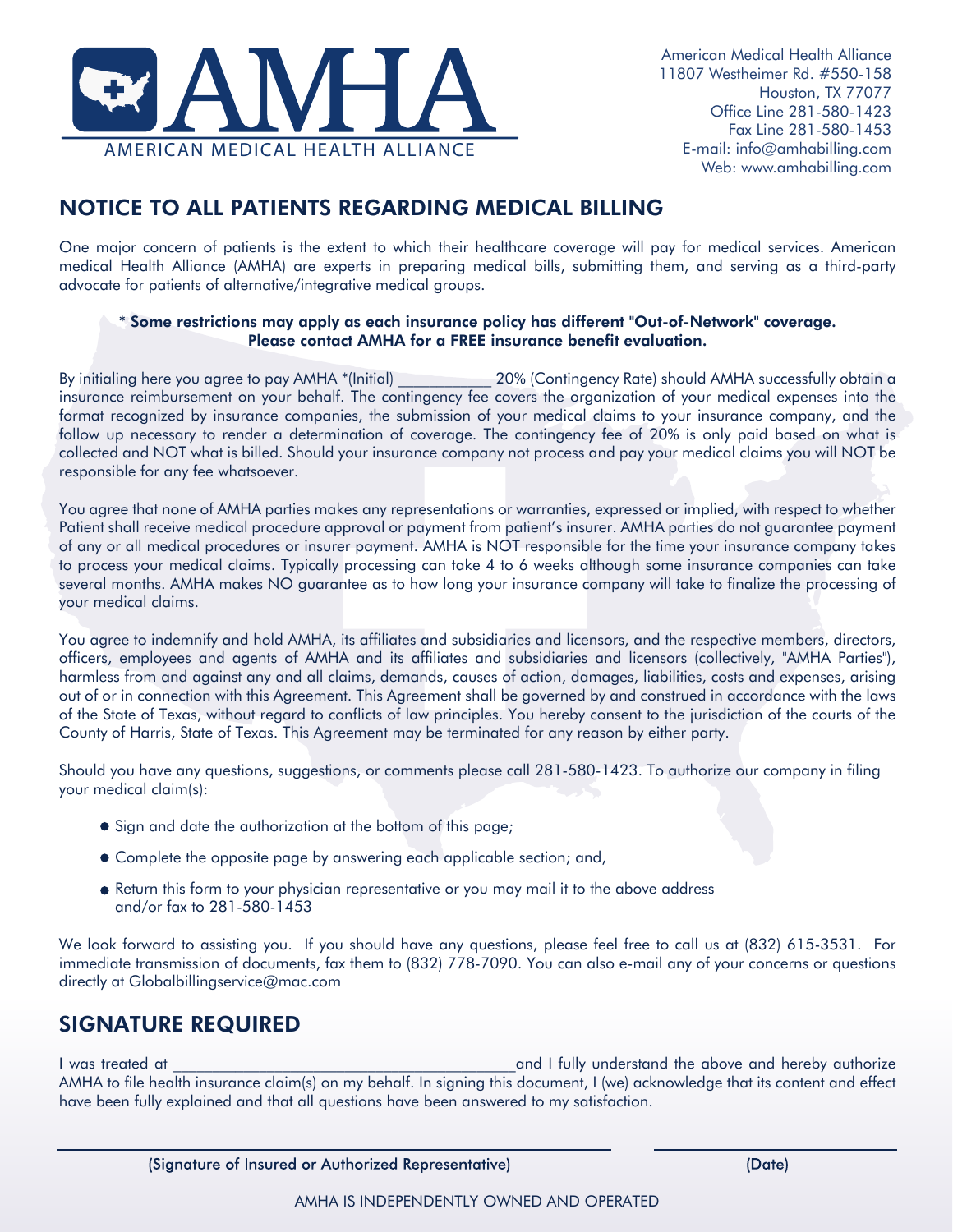AMHA

AMERICAN MEDICAL HEALTH ALLIANCE

American Medical Health Alliance
11807 Westheimer Rd. #550-158
Houston, TX 77077
Office Line 281-580-1423
Fax Line 281-580-1453
E-mail: info@amhabilling.com
Web: www.amhabilling.com

## NOTICE TO ALL PATIENTS REGARDING MEDICAL BILLING

One major concern of patients is the extent to which their healthcare coverage will pay for medical services. American medical Health Alliance (AMHA) are experts in preparing medical bills, submitting them, and serving as a third-party advocate for patients of alternative/integrative medical groups.

**\* Some restrictions may apply as each insurance policy has different "Out-of-Network" coverage. Please contact AMHA for a FREE insurance benefit evaluation.**

By initialing here you agree to pay AMHA *(Initial) ___________ 20% (Contingency Rate) should AMHA successfully obtain a insurance reimbursement on your behalf. The contingency fee covers the organization of your medical expenses into the format recognized by insurance companies, the submission of your medical claims to your insurance company, and the follow up necessary to render a determination of coverage. The contingency fee of 20% is only paid based on what is collected and NOT what is billed. Should your insurance company not process and pay your medical claims you will NOT be responsible for any fee whatsoever.

You agree that none of AMHA parties makes any representations or warranties, expressed or implied, with respect to whether Patient shall receive medical procedure approval or payment from patient's insurer. AMHA parties do not guarantee payment of any or all medical procedures or insurer payment. AMHA is NOT responsible for the time your insurance company takes to process your medical claims. Typically processing can take 4 to 6 weeks although some insurance companies can take several months. AMHA makes <u>NO</u> guarantee as to how long your insurance company will take to finalize the processing of your medical claims.

You agree to indemnify and hold AMHA, its affiliates and subsidiaries and licensors, and the respective members, directors, officers, employees and agents of AMHA and its affiliates and subsidiaries and licensors (collectively, "AMHA Parties"), harmless from and against any and all claims, demands, causes of action, damages, liabilities, costs and expenses, arising out of or in connection with this Agreement. This Agreement shall be governed by and construed in accordance with the laws of the State of Texas, without regard to conflicts of law principles. You hereby consent to the jurisdiction of the courts of the County of Harris, State of Texas. This Agreement may be terminated for any reason by either party.

Should you have any questions, suggestions, or comments please call 281-580-1423. To authorize our company in filing your medical claim(s):

- Sign and date the authorization at the bottom of this page;
- Complete the opposite page by answering each applicable section; and,
- Return this form to your physician representative or you may mail it to the above address and/or fax to 281-580-1453

We look forward to assisting you. If you should have any questions, please feel free to call us at (832) 615-3531. For immediate transmission of documents, fax them to (832) 778-7090. You can also e-mail any of your concerns or questions directly at Globalbillingservice@mac.com

## SIGNATURE REQUIRED

I was treated at ________________________________________and I fully understand the above and hereby authorize AMHA to file health insurance claim(s) on my behalf. In signing this document, I (we) acknowledge that its content and effect have been fully explained and that all questions have been answered to my satisfaction.

_______________________________________________ ____________________

**(Signature of Insured or Authorized Representative)** **(Date)**

AMHA IS INDEPENDENTLY OWNED AND OPERATED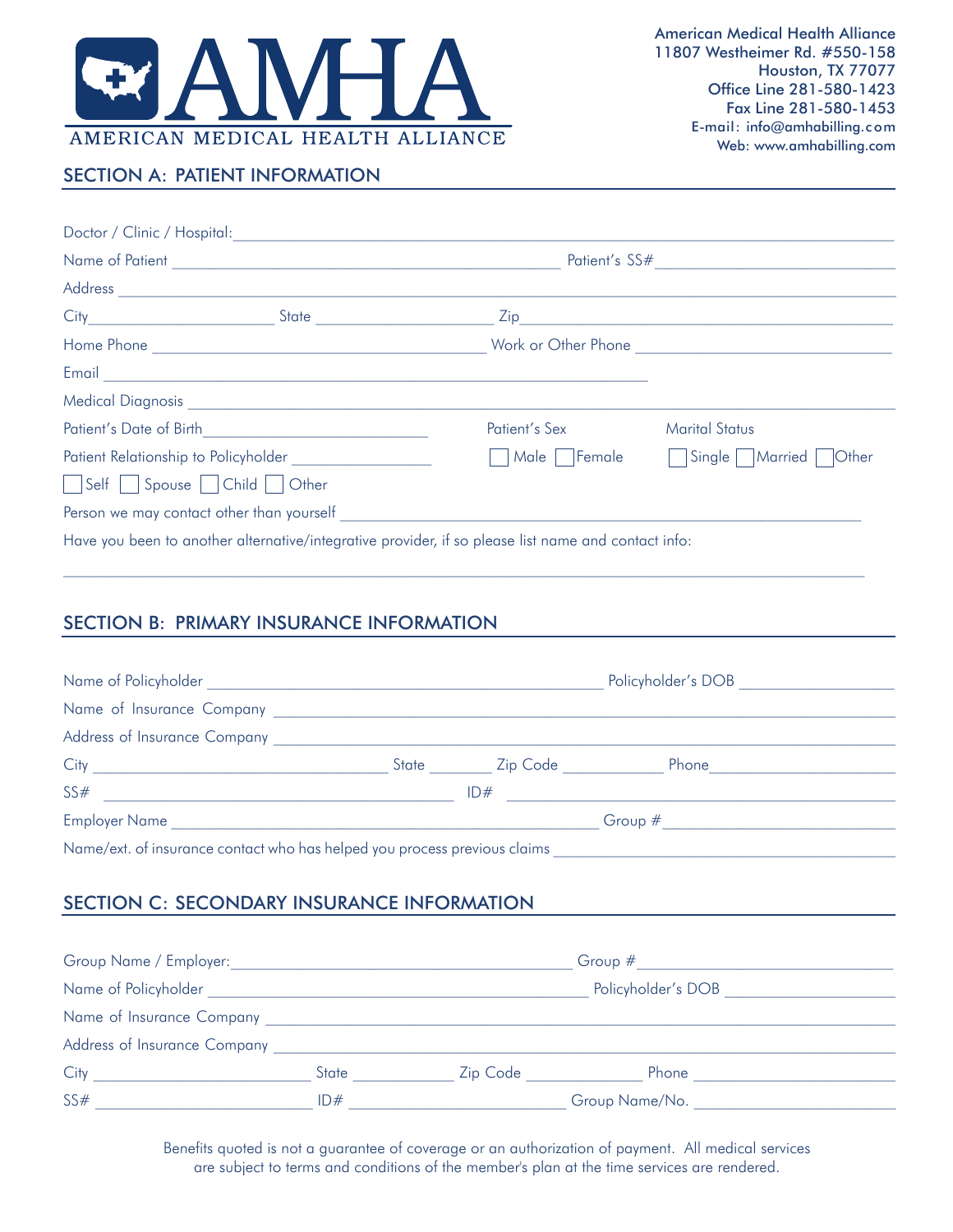# AMHA
AMERICAN MEDICAL HEALTH ALLIANCE

American Medical Health Alliance
11807 Westheimer Rd. #550-158
Houston, TX 77077
Office Line 281-580-1423
Fax Line 281-580-1453
E-mail: info@amhabilling.com
Web: www.amhabilling.com

## SECTION A: PATIENT INFORMATION

Doctor / Clinic / Hospital: ______________________________

Name of Patient ______________________________ Patient's SS# ______________________________

Address ______________________________

City ______________ State ______________ Zip ______________

Home Phone ______________________________ Work or Other Phone ______________________________

Email ______________________________

Medical Diagnosis ______________________________

Patient's Date of Birth ______________________________ Patient's Sex ☐ Male ☐ Female Marital Status ☐ Single ☐ Married ☐ Other

Patient Relationship to Policyholder ______________

☐ Self ☐ Spouse ☐ Child ☐ Other

Person we may contact other than yourself ______________________________

Have you been to another alternative/integrative provider, if so please list name and contact info:

______________________________

## SECTION B: PRIMARY INSURANCE INFORMATION

Name of Policyholder ______________________________ Policyholder's DOB ______________

Name of Insurance Company ______________________________

Address of Insurance Company ______________________________

City ______________ State ______ Zip Code ______ Phone ______________

SS# ______________________________ ID# ______________________________

Employer Name ______________________________ Group # ______________

Name/ext. of insurance contact who has helped you process previous claims ______________________________

## SECTION C: SECONDARY INSURANCE INFORMATION

Group Name / Employer: ______________________________ Group # ______________

Name of Policyholder ______________________________ Policyholder's DOB ______________

Name of Insurance Company ______________________________

Address of Insurance Company ______________________________

City ______________ State ______ Zip Code ______ Phone ______________

SS# ______________ ID# ______________ Group Name/No. ______________

Benefits quoted is not a guarantee of coverage or an authorization of payment. All medical services are subject to terms and conditions of the member's plan at the time services are rendered.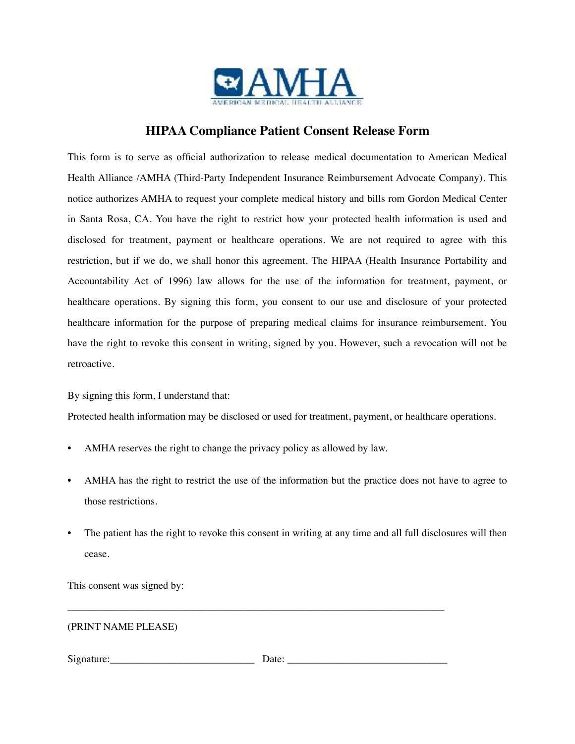AMHA

AMERICAN MEDICAL HEALTH ALLIANCE

## HIPAA Compliance Patient Consent Release Form

This form is to serve as official authorization to release medical documentation to American Medical Health Alliance /AMHA (Third-Party Independent Insurance Reimbursement Advocate Company). This notice authorizes AMHA to request your complete medical history and bills rom Gordon Medical Center in Santa Rosa, CA. You have the right to restrict how your protected health information is used and disclosed for treatment, payment or healthcare operations. We are not required to agree with this restriction, but if we do, we shall honor this agreement. The HIPAA (Health Insurance Portability and Accountability Act of 1996) law allows for the use of the information for treatment, payment, or healthcare operations. By signing this form, you consent to our use and disclosure of your protected healthcare information for the purpose of preparing medical claims for insurance reimbursement. You have the right to revoke this consent in writing, signed by you. However, such a revocation will not be retroactive.

By signing this form, I understand that:

Protected health information may be disclosed or used for treatment, payment, or healthcare operations.

- AMHA reserves the right to change the privacy policy as allowed by law.
- AMHA has the right to restrict the use of the information but the practice does not have to agree to those restrictions.
- The patient has the right to revoke this consent in writing at any time and all full disclosures will then cease.

This consent was signed by:

_____________________________________________________________________________

(PRINT NAME PLEASE)

Signature:___________________________ Date: _______________________________